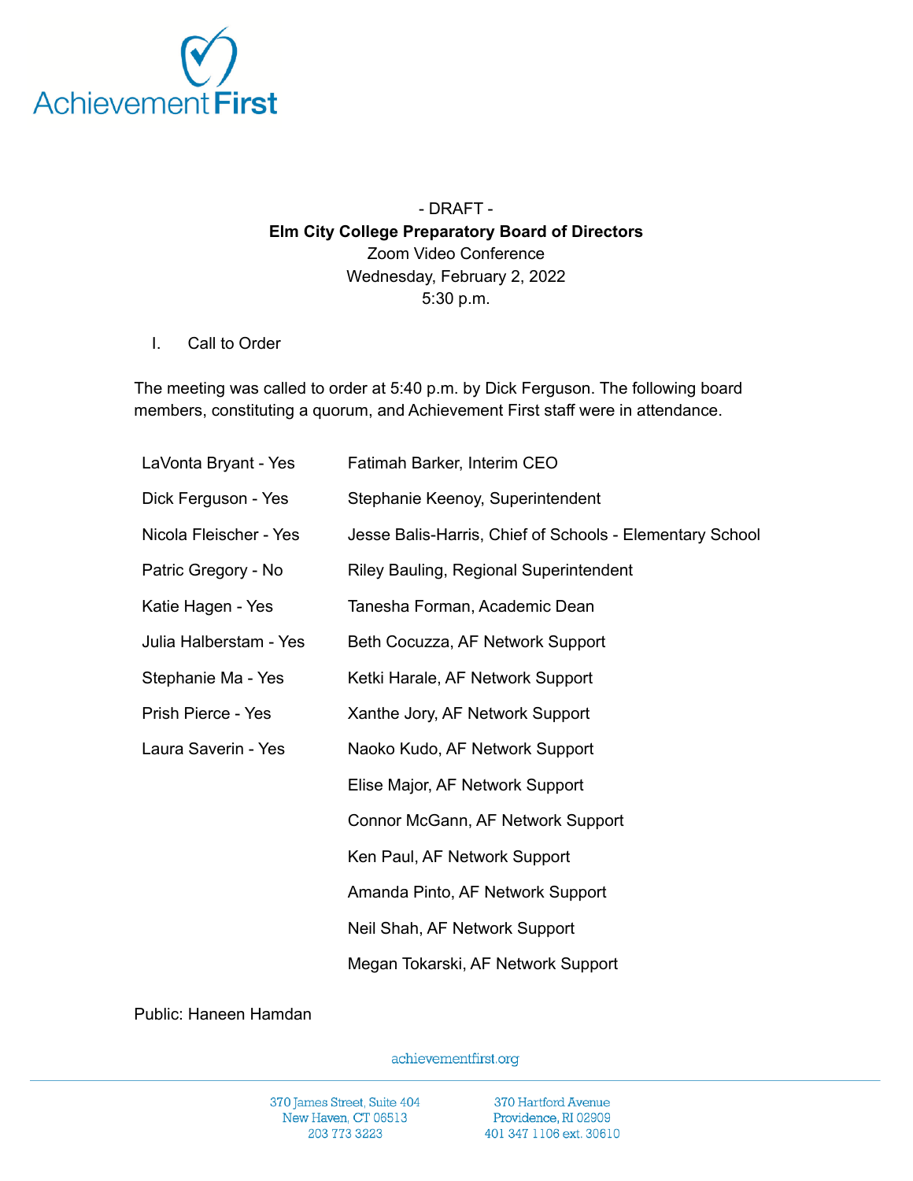- DRAFT -

**Elm City College Preparatory Board of Directors**

Zoom Video Conference

Wednesday, February 2, 2022

5:30 p.m.

I. Call to Order

The meeting was called to order at 5:40 p.m. by Dick Ferguson. The following board members, constituting a quorum, and Achievement First staff were in attendance.

| | |
|---|---|
| LaVonta Bryant - Yes | Fatimah Barker, Interim CEO |
| Dick Ferguson - Yes | Stephanie Keenoy, Superintendent |
| Nicola Fleischer - Yes | Jesse Balis-Harris, Chief of Schools - Elementary School |
| Patric Gregory - No | Riley Bauling, Regional Superintendent |
| Katie Hagen - Yes | Tanesha Forman, Academic Dean |
| Julia Halberstam - Yes | Beth Cocuzza, AF Network Support |
| Stephanie Ma - Yes | Ketki Harale, AF Network Support |
| Prish Pierce - Yes | Xanthe Jory, AF Network Support |
| Laura Saverin - Yes | Naoko Kudo, AF Network Support |
| | Elise Major, AF Network Support |
| | Connor McGann, AF Network Support |
| | Ken Paul, AF Network Support |
| | Amanda Pinto, AF Network Support |
| | Neil Shah, AF Network Support |
| | Megan Tokarski, AF Network Support |

Public: Haneen Hamdan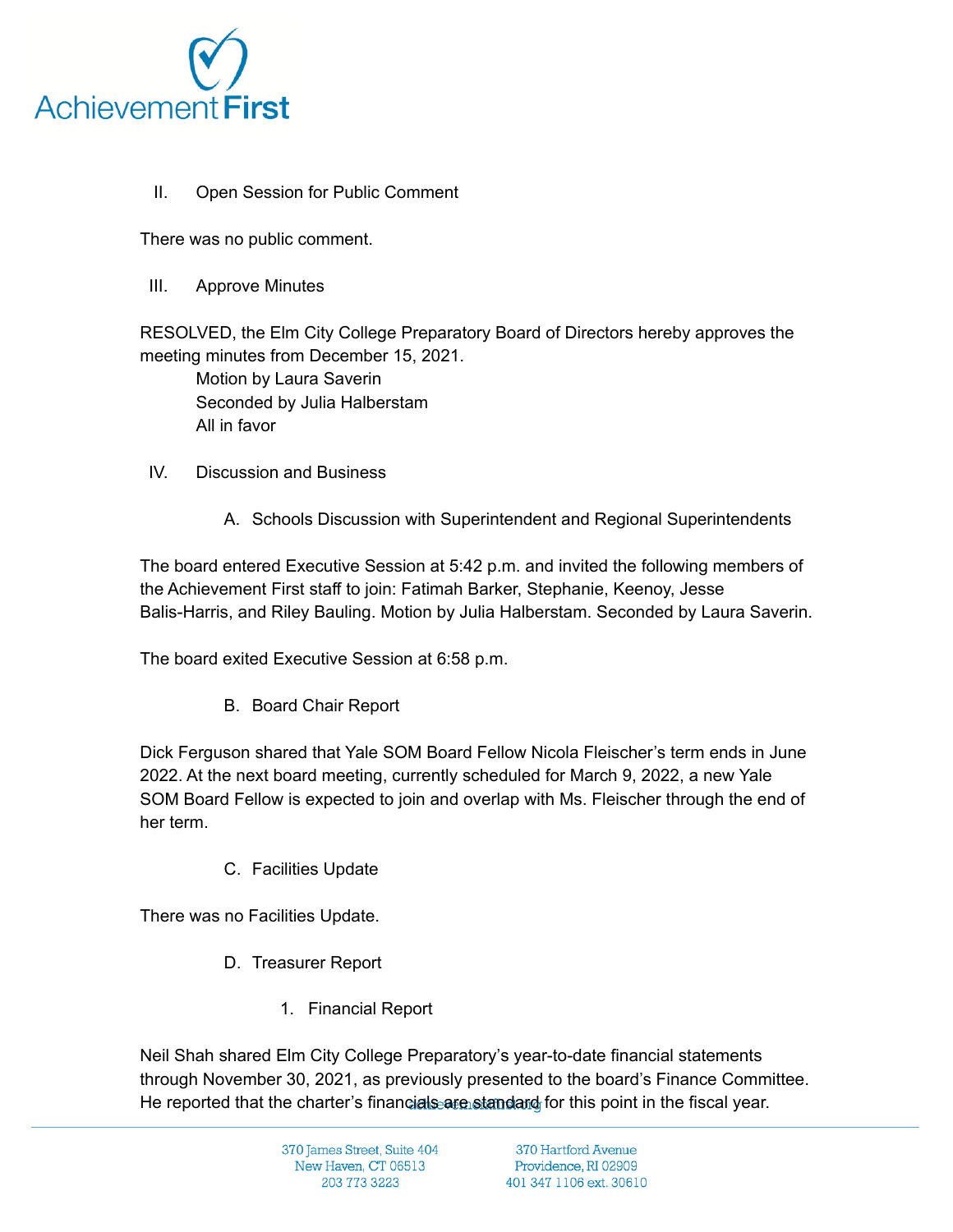II. Open Session for Public Comment

There was no public comment.

III. Approve Minutes

RESOLVED, the Elm City College Preparatory Board of Directors hereby approves the meeting minutes from December 15, 2021.

Motion by Laura Saverin
Seconded by Julia Halberstam
All in favor

IV. Discussion and Business

A. Schools Discussion with Superintendent and Regional Superintendents

The board entered Executive Session at 5:42 p.m. and invited the following members of the Achievement First staff to join: Fatimah Barker, Stephanie, Keenoy, Jesse Balis-Harris, and Riley Bauling. Motion by Julia Halberstam. Seconded by Laura Saverin.

The board exited Executive Session at 6:58 p.m.

B. Board Chair Report

Dick Ferguson shared that Yale SOM Board Fellow Nicola Fleischer's term ends in June 2022. At the next board meeting, currently scheduled for March 9, 2022, a new Yale SOM Board Fellow is expected to join and overlap with Ms. Fleischer through the end of her term.

C. Facilities Update

There was no Facilities Update.

D. Treasurer Report

1. Financial Report

Neil Shah shared Elm City College Preparatory's year-to-date financial statements through November 30, 2021, as previously presented to the board's Finance Committee. He reported that the charter's financials are standard for this point in the fiscal year.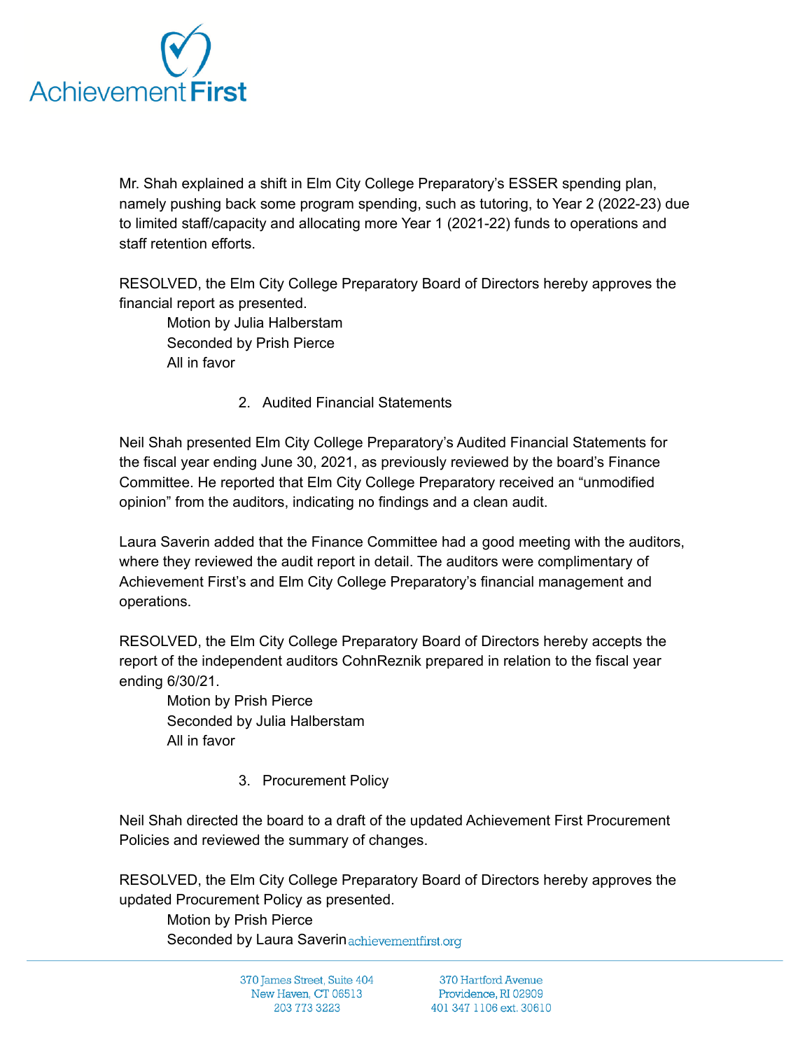Mr. Shah explained a shift in Elm City College Preparatory's ESSER spending plan, namely pushing back some program spending, such as tutoring, to Year 2 (2022-23) due to limited staff/capacity and allocating more Year 1 (2021-22) funds to operations and staff retention efforts.

RESOLVED, the Elm City College Preparatory Board of Directors hereby approves the financial report as presented.

Motion by Julia Halberstam
Seconded by Prish Pierce
All in favor

2. Audited Financial Statements

Neil Shah presented Elm City College Preparatory's Audited Financial Statements for the fiscal year ending June 30, 2021, as previously reviewed by the board's Finance Committee. He reported that Elm City College Preparatory received an "unmodified opinion" from the auditors, indicating no findings and a clean audit.

Laura Saverin added that the Finance Committee had a good meeting with the auditors, where they reviewed the audit report in detail. The auditors were complimentary of Achievement First's and Elm City College Preparatory's financial management and operations.

RESOLVED, the Elm City College Preparatory Board of Directors hereby accepts the report of the independent auditors CohnReznik prepared in relation to the fiscal year ending 6/30/21.

Motion by Prish Pierce
Seconded by Julia Halberstam
All in favor

3. Procurement Policy

Neil Shah directed the board to a draft of the updated Achievement First Procurement Policies and reviewed the summary of changes.

RESOLVED, the Elm City College Preparatory Board of Directors hereby approves the updated Procurement Policy as presented.

Motion by Prish Pierce
Seconded by Laura Saverin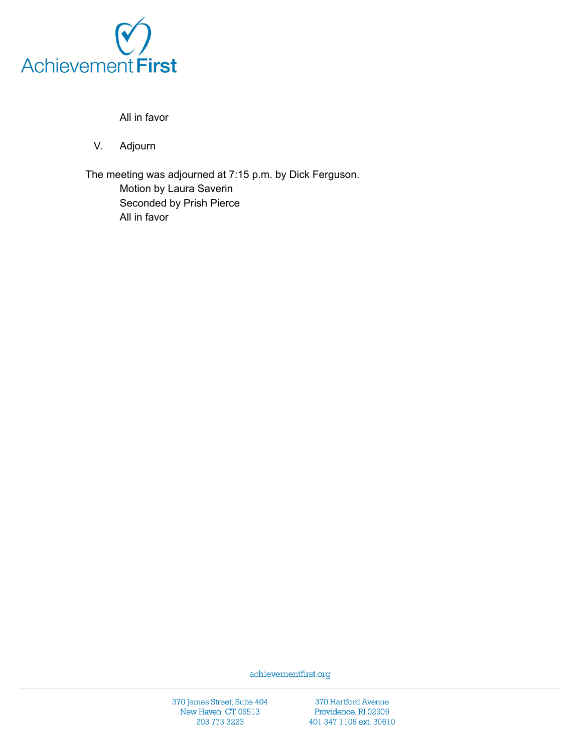All in favor

V. Adjourn

The meeting was adjourned at 7:15 p.m. by Dick Ferguson.

Motion by Laura Saverin
Seconded by Prish Pierce
All in favor